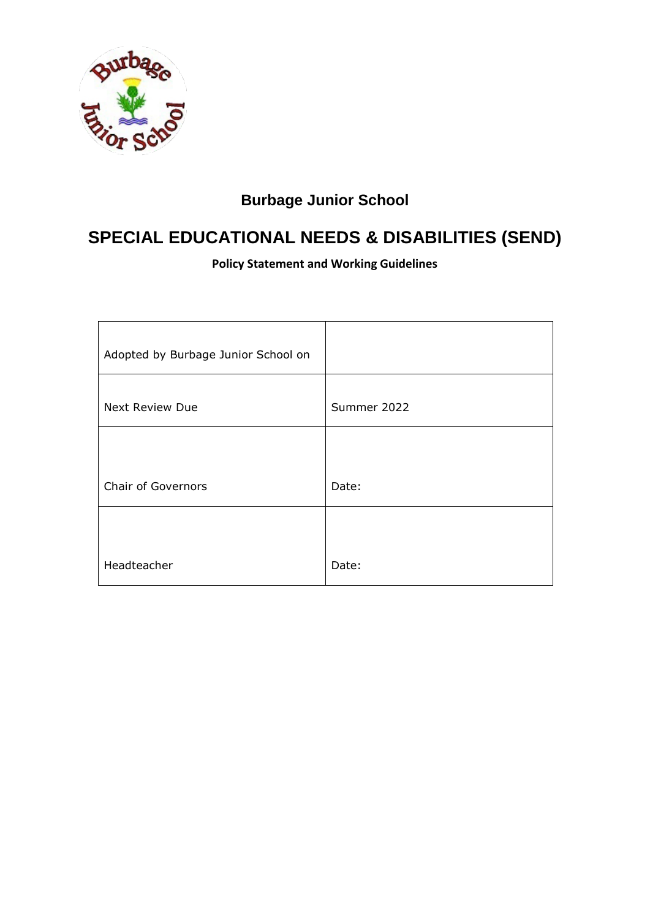# Burbage Junior School

# SPECIAL EDUCATIONAL NEEDS & DISABILITIES (SEND)

**Policy Statement and Working Guidelines**

| | |
|---|---|
| Adopted by Burbage Junior School on | |
| Next Review Due | Summer 2022 |
| Chair of Governors | Date: |
| Headteacher | Date: |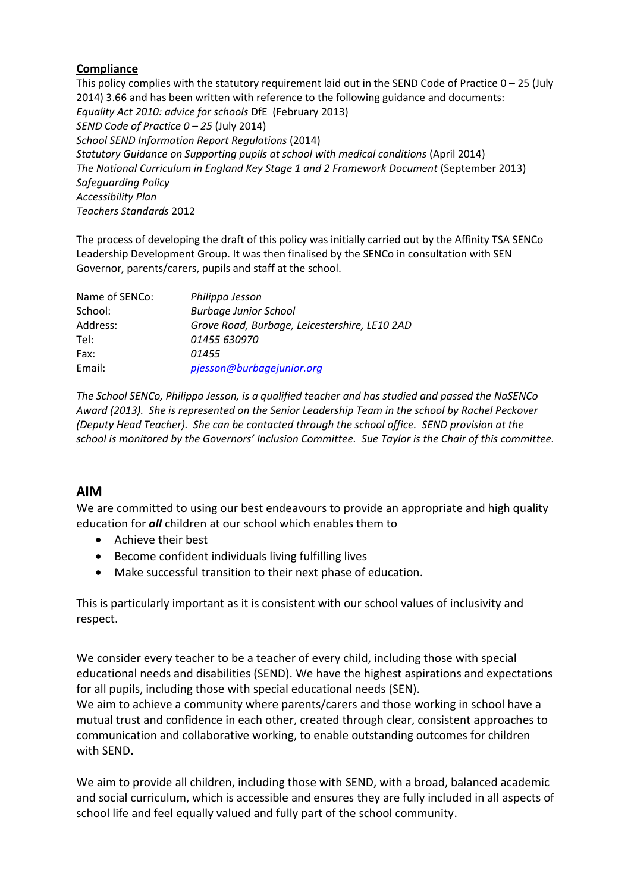**Compliance**

This policy complies with the statutory requirement laid out in the SEND Code of Practice 0 – 25 (July 2014) 3.66 and has been written with reference to the following guidance and documents:

*Equality Act 2010: advice for schools* DfE (February 2013)
*SEND Code of Practice 0 – 25* (July 2014)
*School SEND Information Report Regulations* (2014)
*Statutory Guidance on Supporting pupils at school with medical conditions* (April 2014)
*The National Curriculum in England Key Stage 1 and 2 Framework Document* (September 2013)
*Safeguarding Policy*
*Accessibility Plan*
*Teachers Standards* 2012

The process of developing the draft of this policy was initially carried out by the Affinity TSA SENCo Leadership Development Group. It was then finalised by the SENCo in consultation with SEN Governor, parents/carers, pupils and staff at the school.

| | |
|---|---|
| Name of SENCo: | *Philippa Jesson* |
| School: | *Burbage Junior School* |
| Address: | *Grove Road, Burbage, Leicestershire, LE10 2AD* |
| Tel: | *01455 630970* |
| Fax: | *01455* |
| Email: | *pjesson@burbagejunior.org* |

*The School SENCo, Philippa Jesson, is a qualified teacher and has studied and passed the NaSENCo Award (2013). She is represented on the Senior Leadership Team in the school by Rachel Peckover (Deputy Head Teacher). She can be contacted through the school office. SEND provision at the school is monitored by the Governors' Inclusion Committee. Sue Taylor is the Chair of this committee.*

## AIM

We are committed to using our best endeavours to provide an appropriate and high quality education for ***all*** children at our school which enables them to

- Achieve their best
- Become confident individuals living fulfilling lives
- Make successful transition to their next phase of education.

This is particularly important as it is consistent with our school values of inclusivity and respect.

We consider every teacher to be a teacher of every child, including those with special educational needs and disabilities (SEND). We have the highest aspirations and expectations for all pupils, including those with special educational needs (SEN).
We aim to achieve a community where parents/carers and those working in school have a mutual trust and confidence in each other, created through clear, consistent approaches to communication and collaborative working, to enable outstanding outcomes for children with SEND**.**

We aim to provide all children, including those with SEND, with a broad, balanced academic and social curriculum, which is accessible and ensures they are fully included in all aspects of school life and feel equally valued and fully part of the school community.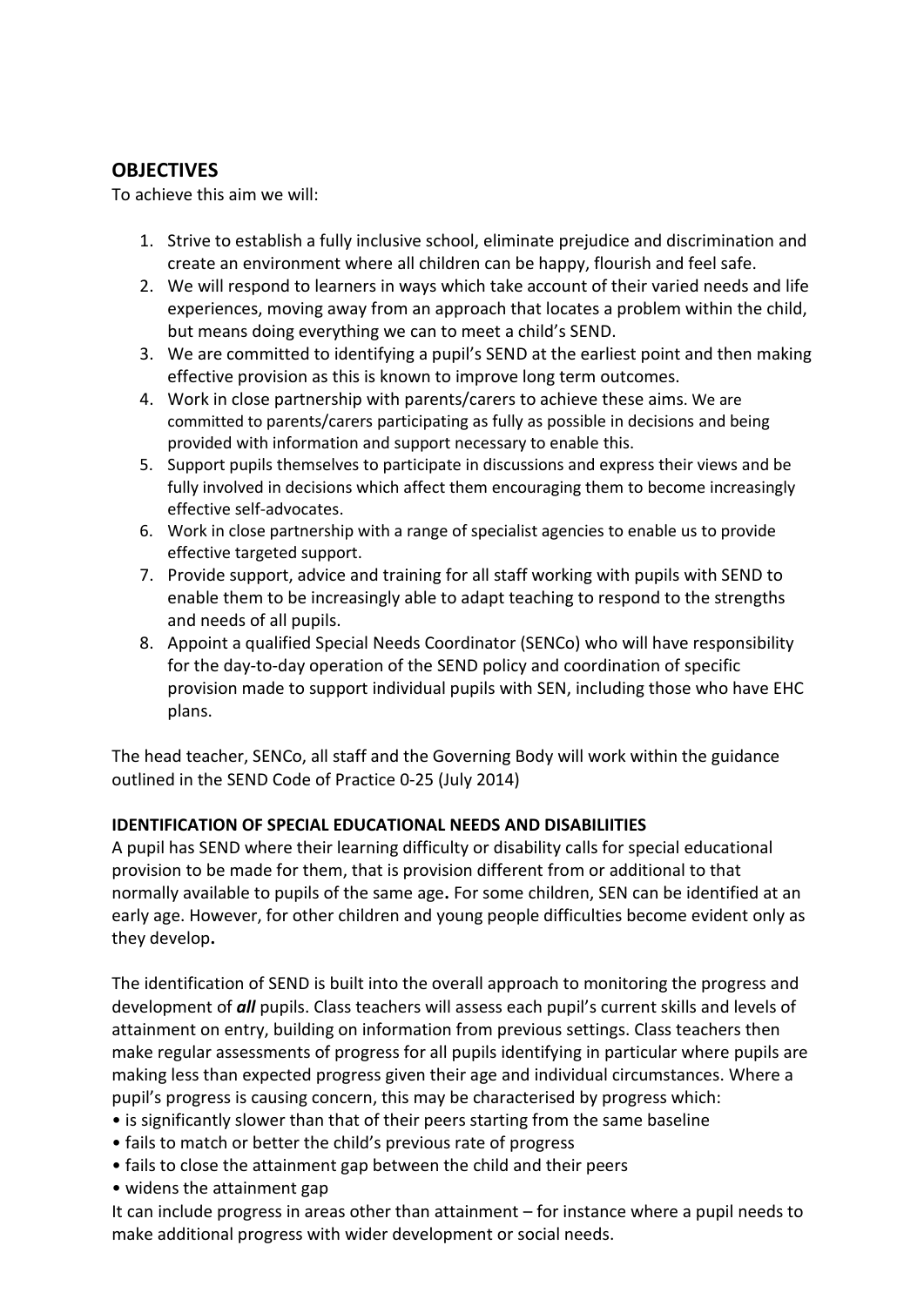## OBJECTIVES

To achieve this aim we will:

1. Strive to establish a fully inclusive school, eliminate prejudice and discrimination and create an environment where all children can be happy, flourish and feel safe.
2. We will respond to learners in ways which take account of their varied needs and life experiences, moving away from an approach that locates a problem within the child, but means doing everything we can to meet a child's SEND.
3. We are committed to identifying a pupil's SEND at the earliest point and then making effective provision as this is known to improve long term outcomes.
4. Work in close partnership with parents/carers to achieve these aims. We are committed to parents/carers participating as fully as possible in decisions and being provided with information and support necessary to enable this.
5. Support pupils themselves to participate in discussions and express their views and be fully involved in decisions which affect them encouraging them to become increasingly effective self-advocates.
6. Work in close partnership with a range of specialist agencies to enable us to provide effective targeted support.
7. Provide support, advice and training for all staff working with pupils with SEND to enable them to be increasingly able to adapt teaching to respond to the strengths and needs of all pupils.
8. Appoint a qualified Special Needs Coordinator (SENCo) who will have responsibility for the day-to-day operation of the SEND policy and coordination of specific provision made to support individual pupils with SEN, including those who have EHC plans.

The head teacher, SENCo, all staff and the Governing Body will work within the guidance outlined in the SEND Code of Practice 0-25 (July 2014)

**IDENTIFICATION OF SPECIAL EDUCATIONAL NEEDS AND DISABILIITIES**

A pupil has SEND where their learning difficulty or disability calls for special educational provision to be made for them, that is provision different from or additional to that normally available to pupils of the same age**.** For some children, SEN can be identified at an early age. However, for other children and young people difficulties become evident only as they develop**.**

The identification of SEND is built into the overall approach to monitoring the progress and development of ***all*** pupils. Class teachers will assess each pupil's current skills and levels of attainment on entry, building on information from previous settings. Class teachers then make regular assessments of progress for all pupils identifying in particular where pupils are making less than expected progress given their age and individual circumstances. Where a pupil's progress is causing concern, this may be characterised by progress which:

- is significantly slower than that of their peers starting from the same baseline
- fails to match or better the child's previous rate of progress
- fails to close the attainment gap between the child and their peers
- widens the attainment gap

It can include progress in areas other than attainment – for instance where a pupil needs to make additional progress with wider development or social needs.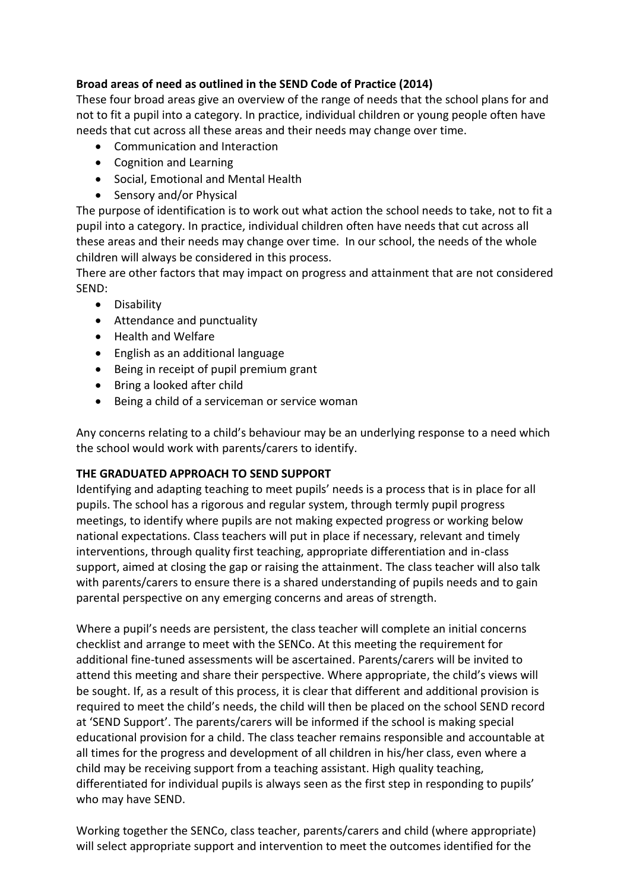**Broad areas of need as outlined in the SEND Code of Practice (2014)**

These four broad areas give an overview of the range of needs that the school plans for and not to fit a pupil into a category. In practice, individual children or young people often have needs that cut across all these areas and their needs may change over time.

- Communication and Interaction
- Cognition and Learning
- Social, Emotional and Mental Health
- Sensory and/or Physical

The purpose of identification is to work out what action the school needs to take, not to fit a pupil into a category. In practice, individual children often have needs that cut across all these areas and their needs may change over time. In our school, the needs of the whole children will always be considered in this process.

There are other factors that may impact on progress and attainment that are not considered SEND:

- Disability
- Attendance and punctuality
- Health and Welfare
- English as an additional language
- Being in receipt of pupil premium grant
- Bring a looked after child
- Being a child of a serviceman or service woman

Any concerns relating to a child's behaviour may be an underlying response to a need which the school would work with parents/carers to identify.

**THE GRADUATED APPROACH TO SEND SUPPORT**

Identifying and adapting teaching to meet pupils' needs is a process that is in place for all pupils. The school has a rigorous and regular system, through termly pupil progress meetings, to identify where pupils are not making expected progress or working below national expectations. Class teachers will put in place if necessary, relevant and timely interventions, through quality first teaching, appropriate differentiation and in-class support, aimed at closing the gap or raising the attainment. The class teacher will also talk with parents/carers to ensure there is a shared understanding of pupils needs and to gain parental perspective on any emerging concerns and areas of strength.

Where a pupil's needs are persistent, the class teacher will complete an initial concerns checklist and arrange to meet with the SENCo. At this meeting the requirement for additional fine-tuned assessments will be ascertained. Parents/carers will be invited to attend this meeting and share their perspective. Where appropriate, the child's views will be sought. If, as a result of this process, it is clear that different and additional provision is required to meet the child's needs, the child will then be placed on the school SEND record at 'SEND Support'. The parents/carers will be informed if the school is making special educational provision for a child. The class teacher remains responsible and accountable at all times for the progress and development of all children in his/her class, even where a child may be receiving support from a teaching assistant. High quality teaching, differentiated for individual pupils is always seen as the first step in responding to pupils' who may have SEND.

Working together the SENCo, class teacher, parents/carers and child (where appropriate) will select appropriate support and intervention to meet the outcomes identified for the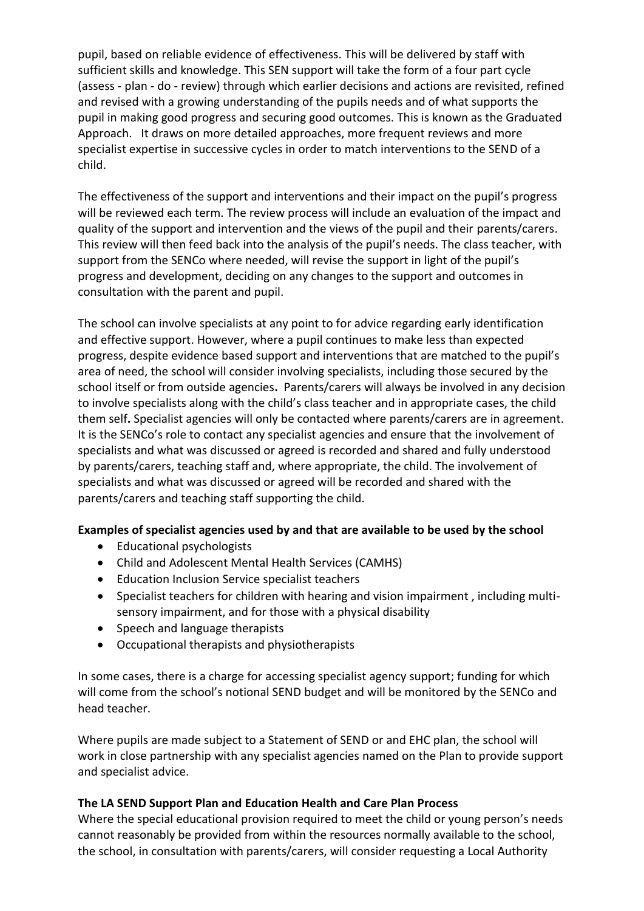pupil, based on reliable evidence of effectiveness. This will be delivered by staff with sufficient skills and knowledge. This SEN support will take the form of a four part cycle (assess - plan - do - review) through which earlier decisions and actions are revisited, refined and revised with a growing understanding of the pupils needs and of what supports the pupil in making good progress and securing good outcomes. This is known as the Graduated Approach. It draws on more detailed approaches, more frequent reviews and more specialist expertise in successive cycles in order to match interventions to the SEND of a child.

The effectiveness of the support and interventions and their impact on the pupil's progress will be reviewed each term. The review process will include an evaluation of the impact and quality of the support and intervention and the views of the pupil and their parents/carers. This review will then feed back into the analysis of the pupil's needs. The class teacher, with support from the SENCo where needed, will revise the support in light of the pupil's progress and development, deciding on any changes to the support and outcomes in consultation with the parent and pupil.

The school can involve specialists at any point to for advice regarding early identification and effective support. However, where a pupil continues to make less than expected progress, despite evidence based support and interventions that are matched to the pupil's area of need, the school will consider involving specialists, including those secured by the school itself or from outside agencies**.** Parents/carers will always be involved in any decision to involve specialists along with the child's class teacher and in appropriate cases, the child them self**.** Specialist agencies will only be contacted where parents/carers are in agreement. It is the SENCo's role to contact any specialist agencies and ensure that the involvement of specialists and what was discussed or agreed is recorded and shared and fully understood by parents/carers, teaching staff and, where appropriate, the child. The involvement of specialists and what was discussed or agreed will be recorded and shared with the parents/carers and teaching staff supporting the child.

**Examples of specialist agencies used by and that are available to be used by the school**

- Educational psychologists
- Child and Adolescent Mental Health Services (CAMHS)
- Education Inclusion Service specialist teachers
- Specialist teachers for children with hearing and vision impairment , including multi-sensory impairment, and for those with a physical disability
- Speech and language therapists
- Occupational therapists and physiotherapists

In some cases, there is a charge for accessing specialist agency support; funding for which will come from the school's notional SEND budget and will be monitored by the SENCo and head teacher.

Where pupils are made subject to a Statement of SEND or and EHC plan, the school will work in close partnership with any specialist agencies named on the Plan to provide support and specialist advice.

**The LA SEND Support Plan and Education Health and Care Plan Process**

Where the special educational provision required to meet the child or young person's needs cannot reasonably be provided from within the resources normally available to the school, the school, in consultation with parents/carers, will consider requesting a Local Authority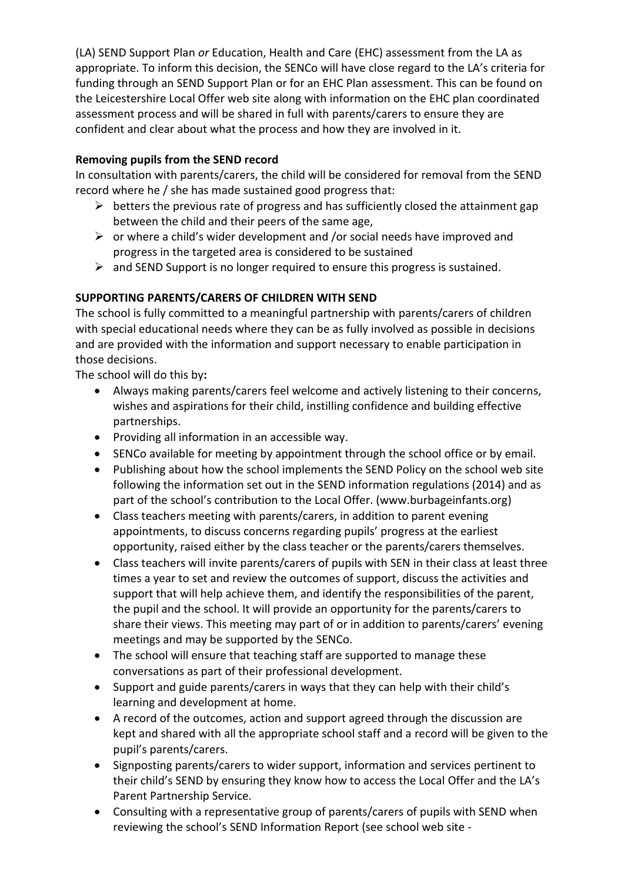(LA) SEND Support Plan *or* Education, Health and Care (EHC) assessment from the LA as appropriate. To inform this decision, the SENCo will have close regard to the LA's criteria for funding through an SEND Support Plan or for an EHC Plan assessment. This can be found on the Leicestershire Local Offer web site along with information on the EHC plan coordinated assessment process and will be shared in full with parents/carers to ensure they are confident and clear about what the process and how they are involved in it.

**Removing pupils from the SEND record**

In consultation with parents/carers, the child will be considered for removal from the SEND record where he / she has made sustained good progress that:

- betters the previous rate of progress and has sufficiently closed the attainment gap between the child and their peers of the same age,
- or where a child's wider development and /or social needs have improved and progress in the targeted area is considered to be sustained
- and SEND Support is no longer required to ensure this progress is sustained.

**SUPPORTING PARENTS/CARERS OF CHILDREN WITH SEND**

The school is fully committed to a meaningful partnership with parents/carers of children with special educational needs where they can be as fully involved as possible in decisions and are provided with the information and support necessary to enable participation in those decisions.

The school will do this by**:**

- Always making parents/carers feel welcome and actively listening to their concerns, wishes and aspirations for their child, instilling confidence and building effective partnerships.
- Providing all information in an accessible way.
- SENCo available for meeting by appointment through the school office or by email.
- Publishing about how the school implements the SEND Policy on the school web site following the information set out in the SEND information regulations (2014) and as part of the school's contribution to the Local Offer. (www.burbageinfants.org)
- Class teachers meeting with parents/carers, in addition to parent evening appointments, to discuss concerns regarding pupils' progress at the earliest opportunity, raised either by the class teacher or the parents/carers themselves.
- Class teachers will invite parents/carers of pupils with SEN in their class at least three times a year to set and review the outcomes of support, discuss the activities and support that will help achieve them, and identify the responsibilities of the parent, the pupil and the school. It will provide an opportunity for the parents/carers to share their views. This meeting may part of or in addition to parents/carers' evening meetings and may be supported by the SENCo.
- The school will ensure that teaching staff are supported to manage these conversations as part of their professional development.
- Support and guide parents/carers in ways that they can help with their child's learning and development at home.
- A record of the outcomes, action and support agreed through the discussion are kept and shared with all the appropriate school staff and a record will be given to the pupil's parents/carers.
- Signposting parents/carers to wider support, information and services pertinent to their child's SEND by ensuring they know how to access the Local Offer and the LA's Parent Partnership Service.
- Consulting with a representative group of parents/carers of pupils with SEND when reviewing the school's SEND Information Report (see school web site -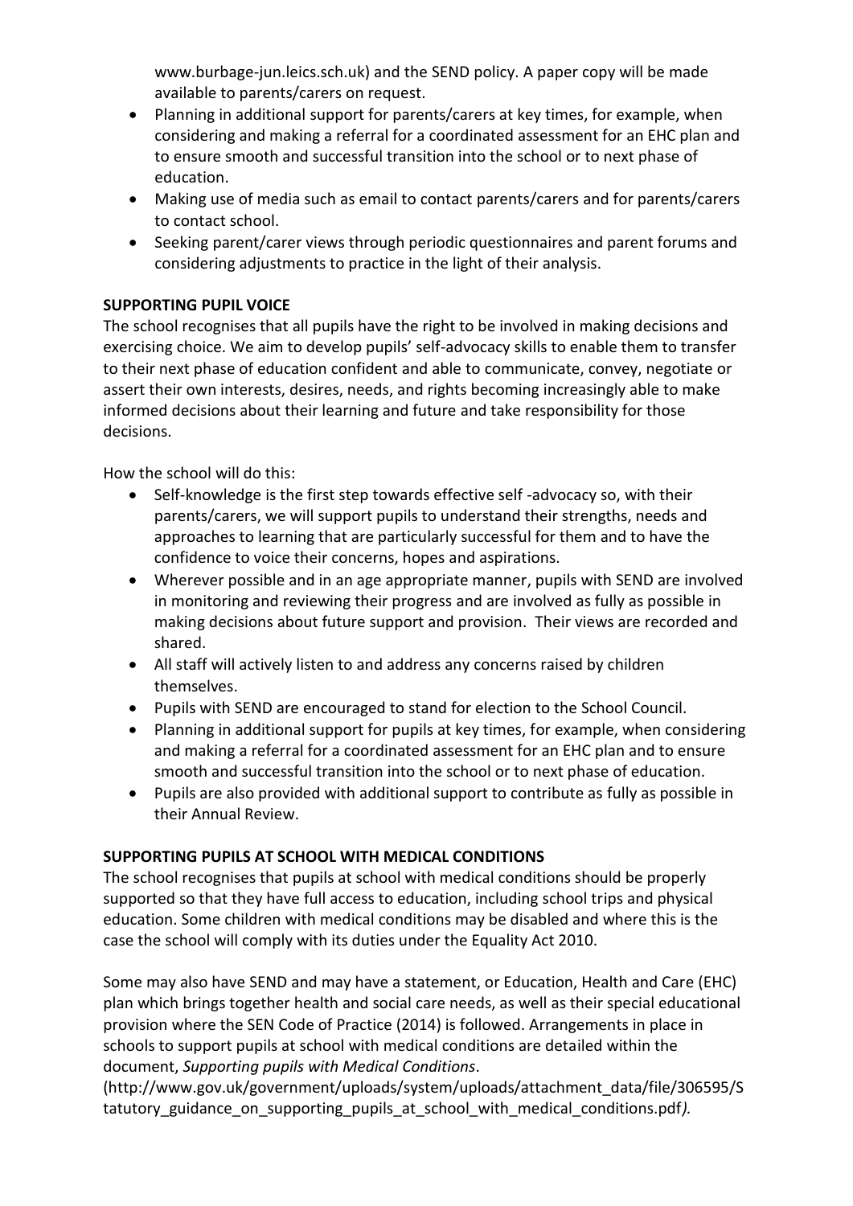www.burbage-jun.leics.sch.uk) and the SEND policy. A paper copy will be made available to parents/carers on request.

- Planning in additional support for parents/carers at key times, for example, when considering and making a referral for a coordinated assessment for an EHC plan and to ensure smooth and successful transition into the school or to next phase of education.
- Making use of media such as email to contact parents/carers and for parents/carers to contact school.
- Seeking parent/carer views through periodic questionnaires and parent forums and considering adjustments to practice in the light of their analysis.

**SUPPORTING PUPIL VOICE**

The school recognises that all pupils have the right to be involved in making decisions and exercising choice. We aim to develop pupils' self-advocacy skills to enable them to transfer to their next phase of education confident and able to communicate, convey, negotiate or assert their own interests, desires, needs, and rights becoming increasingly able to make informed decisions about their learning and future and take responsibility for those decisions.

How the school will do this:

- Self-knowledge is the first step towards effective self -advocacy so, with their parents/carers, we will support pupils to understand their strengths, needs and approaches to learning that are particularly successful for them and to have the confidence to voice their concerns, hopes and aspirations.
- Wherever possible and in an age appropriate manner, pupils with SEND are involved in monitoring and reviewing their progress and are involved as fully as possible in making decisions about future support and provision. Their views are recorded and shared.
- All staff will actively listen to and address any concerns raised by children themselves.
- Pupils with SEND are encouraged to stand for election to the School Council.
- Planning in additional support for pupils at key times, for example, when considering and making a referral for a coordinated assessment for an EHC plan and to ensure smooth and successful transition into the school or to next phase of education.
- Pupils are also provided with additional support to contribute as fully as possible in their Annual Review.

**SUPPORTING PUPILS AT SCHOOL WITH MEDICAL CONDITIONS**

The school recognises that pupils at school with medical conditions should be properly supported so that they have full access to education, including school trips and physical education. Some children with medical conditions may be disabled and where this is the case the school will comply with its duties under the Equality Act 2010.

Some may also have SEND and may have a statement, or Education, Health and Care (EHC) plan which brings together health and social care needs, as well as their special educational provision where the SEN Code of Practice (2014) is followed. Arrangements in place in schools to support pupils at school with medical conditions are detailed within the document, *Supporting pupils with Medical Conditions*.

(http://www.gov.uk/government/uploads/system/uploads/attachment_data/file/306595/Statutory_guidance_on_supporting_pupils_at_school_with_medical_conditions.pdf*).*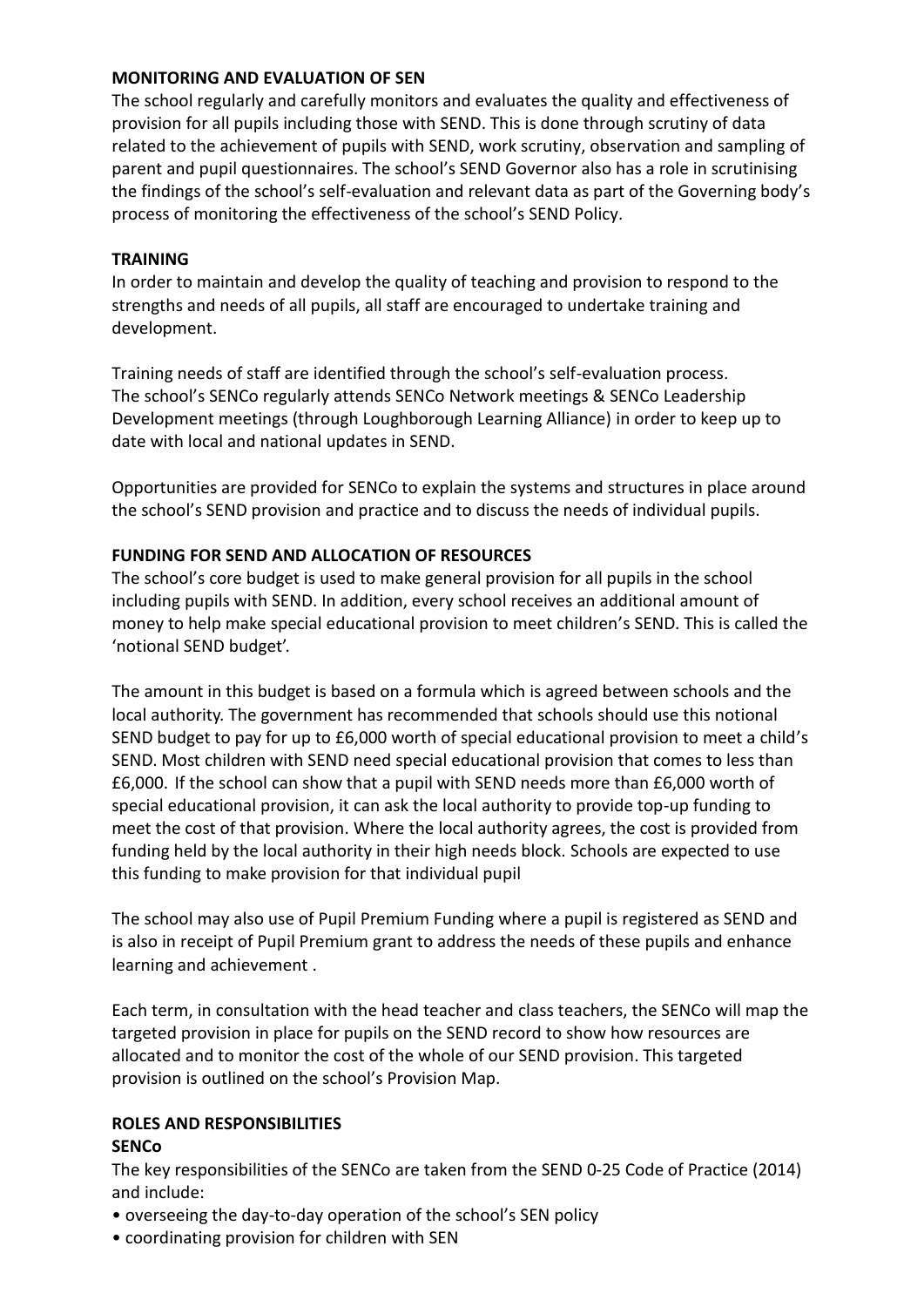**MONITORING AND EVALUATION OF SEN**

The school regularly and carefully monitors and evaluates the quality and effectiveness of provision for all pupils including those with SEND. This is done through scrutiny of data related to the achievement of pupils with SEND, work scrutiny, observation and sampling of parent and pupil questionnaires. The school's SEND Governor also has a role in scrutinising the findings of the school's self-evaluation and relevant data as part of the Governing body's process of monitoring the effectiveness of the school's SEND Policy.

**TRAINING**

In order to maintain and develop the quality of teaching and provision to respond to the strengths and needs of all pupils, all staff are encouraged to undertake training and development.

Training needs of staff are identified through the school's self-evaluation process. The school's SENCo regularly attends SENCo Network meetings & SENCo Leadership Development meetings (through Loughborough Learning Alliance) in order to keep up to date with local and national updates in SEND.

Opportunities are provided for SENCo to explain the systems and structures in place around the school's SEND provision and practice and to discuss the needs of individual pupils.

**FUNDING FOR SEND AND ALLOCATION OF RESOURCES**

The school's core budget is used to make general provision for all pupils in the school including pupils with SEND. In addition, every school receives an additional amount of money to help make special educational provision to meet children's SEND. This is called the 'notional SEND budget'.

The amount in this budget is based on a formula which is agreed between schools and the local authority. The government has recommended that schools should use this notional SEND budget to pay for up to £6,000 worth of special educational provision to meet a child's SEND. Most children with SEND need special educational provision that comes to less than £6,000. If the school can show that a pupil with SEND needs more than £6,000 worth of special educational provision, it can ask the local authority to provide top-up funding to meet the cost of that provision. Where the local authority agrees, the cost is provided from funding held by the local authority in their high needs block. Schools are expected to use this funding to make provision for that individual pupil

The school may also use of Pupil Premium Funding where a pupil is registered as SEND and is also in receipt of Pupil Premium grant to address the needs of these pupils and enhance learning and achievement .

Each term, in consultation with the head teacher and class teachers, the SENCo will map the targeted provision in place for pupils on the SEND record to show how resources are allocated and to monitor the cost of the whole of our SEND provision. This targeted provision is outlined on the school's Provision Map.

**ROLES AND RESPONSIBILITIES**

**SENCo**

The key responsibilities of the SENCo are taken from the SEND 0-25 Code of Practice (2014) and include:

- overseeing the day-to-day operation of the school's SEN policy
- coordinating provision for children with SEN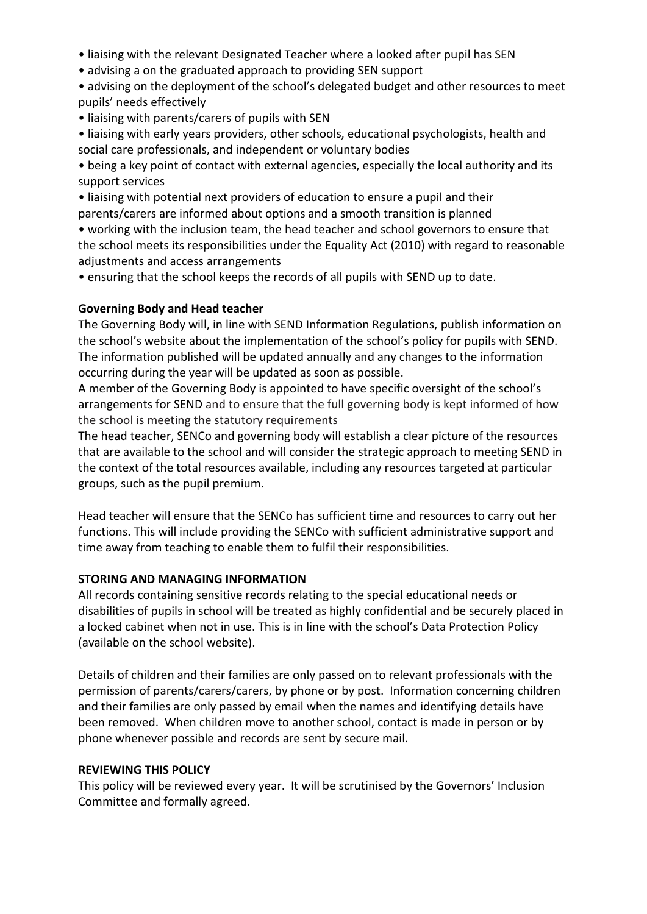- liaising with the relevant Designated Teacher where a looked after pupil has SEN
- advising a on the graduated approach to providing SEN support
- advising on the deployment of the school's delegated budget and other resources to meet pupils' needs effectively
- liaising with parents/carers of pupils with SEN
- liaising with early years providers, other schools, educational psychologists, health and social care professionals, and independent or voluntary bodies
- being a key point of contact with external agencies, especially the local authority and its support services
- liaising with potential next providers of education to ensure a pupil and their parents/carers are informed about options and a smooth transition is planned
- working with the inclusion team, the head teacher and school governors to ensure that the school meets its responsibilities under the Equality Act (2010) with regard to reasonable adjustments and access arrangements
- ensuring that the school keeps the records of all pupils with SEND up to date.

**Governing Body and Head teacher**

The Governing Body will, in line with SEND Information Regulations, publish information on the school's website about the implementation of the school's policy for pupils with SEND. The information published will be updated annually and any changes to the information occurring during the year will be updated as soon as possible.

A member of the Governing Body is appointed to have specific oversight of the school's arrangements for SEND and to ensure that the full governing body is kept informed of how the school is meeting the statutory requirements

The head teacher, SENCo and governing body will establish a clear picture of the resources that are available to the school and will consider the strategic approach to meeting SEND in the context of the total resources available, including any resources targeted at particular groups, such as the pupil premium.

Head teacher will ensure that the SENCo has sufficient time and resources to carry out her functions. This will include providing the SENCo with sufficient administrative support and time away from teaching to enable them to fulfil their responsibilities.

**STORING AND MANAGING INFORMATION**

All records containing sensitive records relating to the special educational needs or disabilities of pupils in school will be treated as highly confidential and be securely placed in a locked cabinet when not in use. This is in line with the school's Data Protection Policy (available on the school website).

Details of children and their families are only passed on to relevant professionals with the permission of parents/carers/carers, by phone or by post. Information concerning children and their families are only passed by email when the names and identifying details have been removed. When children move to another school, contact is made in person or by phone whenever possible and records are sent by secure mail.

**REVIEWING THIS POLICY**

This policy will be reviewed every year. It will be scrutinised by the Governors' Inclusion Committee and formally agreed.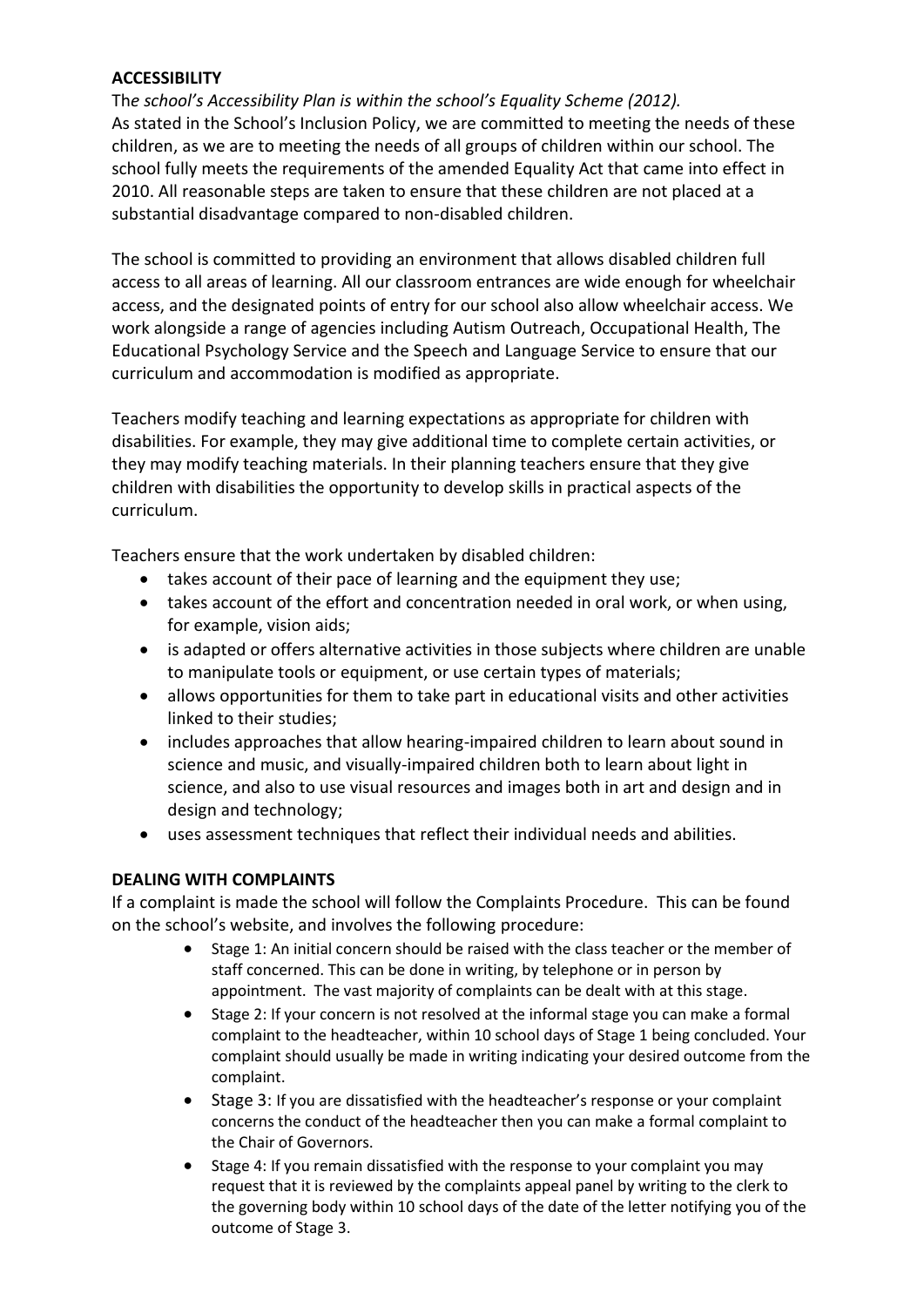**ACCESSIBILITY**

Th*e school's Accessibility Plan is within the school's Equality Scheme (2012).*
As stated in the School's Inclusion Policy, we are committed to meeting the needs of these children, as we are to meeting the needs of all groups of children within our school. The school fully meets the requirements of the amended Equality Act that came into effect in 2010. All reasonable steps are taken to ensure that these children are not placed at a substantial disadvantage compared to non-disabled children.

The school is committed to providing an environment that allows disabled children full access to all areas of learning. All our classroom entrances are wide enough for wheelchair access, and the designated points of entry for our school also allow wheelchair access. We work alongside a range of agencies including Autism Outreach, Occupational Health, The Educational Psychology Service and the Speech and Language Service to ensure that our curriculum and accommodation is modified as appropriate.

Teachers modify teaching and learning expectations as appropriate for children with disabilities. For example, they may give additional time to complete certain activities, or they may modify teaching materials. In their planning teachers ensure that they give children with disabilities the opportunity to develop skills in practical aspects of the curriculum.

Teachers ensure that the work undertaken by disabled children:

- takes account of their pace of learning and the equipment they use;
- takes account of the effort and concentration needed in oral work, or when using, for example, vision aids;
- is adapted or offers alternative activities in those subjects where children are unable to manipulate tools or equipment, or use certain types of materials;
- allows opportunities for them to take part in educational visits and other activities linked to their studies;
- includes approaches that allow hearing-impaired children to learn about sound in science and music, and visually-impaired children both to learn about light in science, and also to use visual resources and images both in art and design and in design and technology;
- uses assessment techniques that reflect their individual needs and abilities.

**DEALING WITH COMPLAINTS**

If a complaint is made the school will follow the Complaints Procedure. This can be found on the school's website, and involves the following procedure:

- Stage 1: An initial concern should be raised with the class teacher or the member of staff concerned. This can be done in writing, by telephone or in person by appointment. The vast majority of complaints can be dealt with at this stage.
- Stage 2: If your concern is not resolved at the informal stage you can make a formal complaint to the headteacher, within 10 school days of Stage 1 being concluded. Your complaint should usually be made in writing indicating your desired outcome from the complaint.
- Stage 3: If you are dissatisfied with the headteacher's response or your complaint concerns the conduct of the headteacher then you can make a formal complaint to the Chair of Governors.
- Stage 4: If you remain dissatisfied with the response to your complaint you may request that it is reviewed by the complaints appeal panel by writing to the clerk to the governing body within 10 school days of the date of the letter notifying you of the outcome of Stage 3.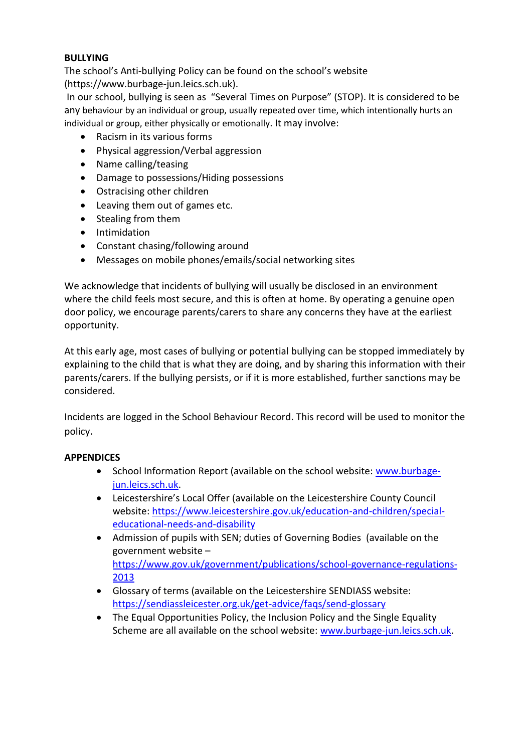**BULLYING**

The school's Anti-bullying Policy can be found on the school's website (https://www.burbage-jun.leics.sch.uk).

In our school, bullying is seen as "Several Times on Purpose" (STOP). It is considered to be any behaviour by an individual or group, usually repeated over time, which intentionally hurts an individual or group, either physically or emotionally. It may involve:

- Racism in its various forms
- Physical aggression/Verbal aggression
- Name calling/teasing
- Damage to possessions/Hiding possessions
- Ostracising other children
- Leaving them out of games etc.
- Stealing from them
- Intimidation
- Constant chasing/following around
- Messages on mobile phones/emails/social networking sites

We acknowledge that incidents of bullying will usually be disclosed in an environment where the child feels most secure, and this is often at home. By operating a genuine open door policy, we encourage parents/carers to share any concerns they have at the earliest opportunity.

At this early age, most cases of bullying or potential bullying can be stopped immediately by explaining to the child that is what they are doing, and by sharing this information with their parents/carers. If the bullying persists, or if it is more established, further sanctions may be considered.

Incidents are logged in the School Behaviour Record. This record will be used to monitor the policy.

**APPENDICES**

- School Information Report (available on the school website: www.burbage-jun.leics.sch.uk.
- Leicestershire's Local Offer (available on the Leicestershire County Council website: https://www.leicestershire.gov.uk/education-and-children/special-educational-needs-and-disability
- Admission of pupils with SEN; duties of Governing Bodies (available on the government website – https://www.gov.uk/government/publications/school-governance-regulations-2013
- Glossary of terms (available on the Leicestershire SENDIASS website: https://sendiassleicester.org.uk/get-advice/faqs/send-glossary
- The Equal Opportunities Policy, the Inclusion Policy and the Single Equality Scheme are all available on the school website: www.burbage-jun.leics.sch.uk.